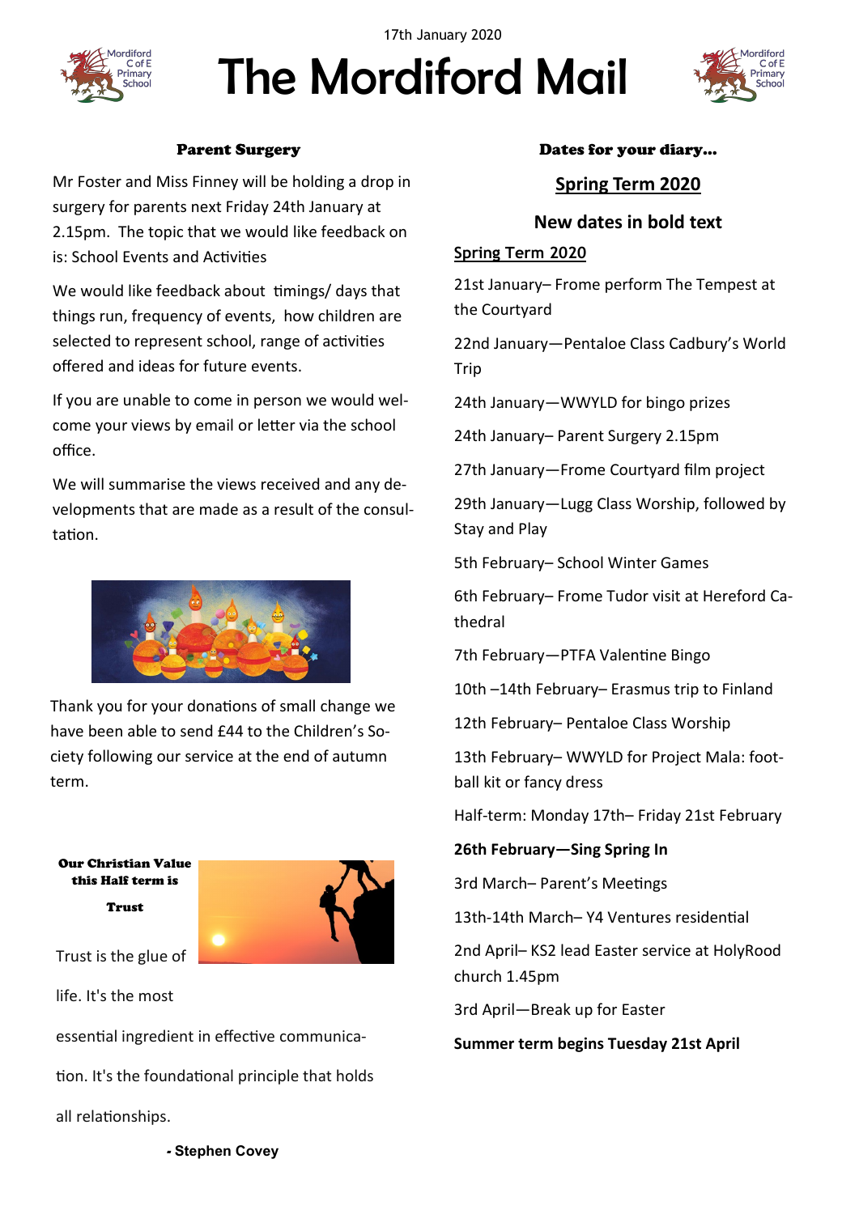17th January 2020

# The Mordiford Mail

### Parent Surgery

Mr Foster and Miss Finney will be holding a drop in surgery for parents next Friday 24th January at 2.15pm. The topic that we would like feedback on is: School Events and Activities

We would like feedback about timings/ days that things run, frequency of events, how children are selected to represent school, range of activities offered and ideas for future events.

If you are unable to come in person we would welcome your views by email or letter via the school office.

We will summarise the views received and any developments that are made as a result of the consultation.

Thank you for your donations of small change we have been able to send £44 to the Children's Society following our service at the end of autumn term.

**Our Christian Value this Half term is**

**Trust**

Trust is the glue of life. It's the most essential ingredient in effective communication. It's the foundational principle that holds all relationships.

**- Stephen Covey**

### Dates for your diary...

## Spring Term 2020

**New dates in bold text**

**Spring Term 2020**

21st January– Frome perform The Tempest at the Courtyard

22nd January—Pentaloe Class Cadbury's World Trip

24th January—WWYLD for bingo prizes

24th January– Parent Surgery 2.15pm

27th January—Frome Courtyard film project

29th January—Lugg Class Worship, followed by Stay and Play

5th February– School Winter Games

6th February– Frome Tudor visit at Hereford Cathedral

7th February—PTFA Valentine Bingo

10th –14th February– Erasmus trip to Finland

12th February– Pentaloe Class Worship

13th February– WWYLD for Project Mala: football kit or fancy dress

Half-term: Monday 17th– Friday 21st February

**26th February—Sing Spring In**

3rd March– Parent's Meetings

13th-14th March– Y4 Ventures residential

2nd April– KS2 lead Easter service at HolyRood church 1.45pm

3rd April—Break up for Easter

**Summer term begins Tuesday 21st April**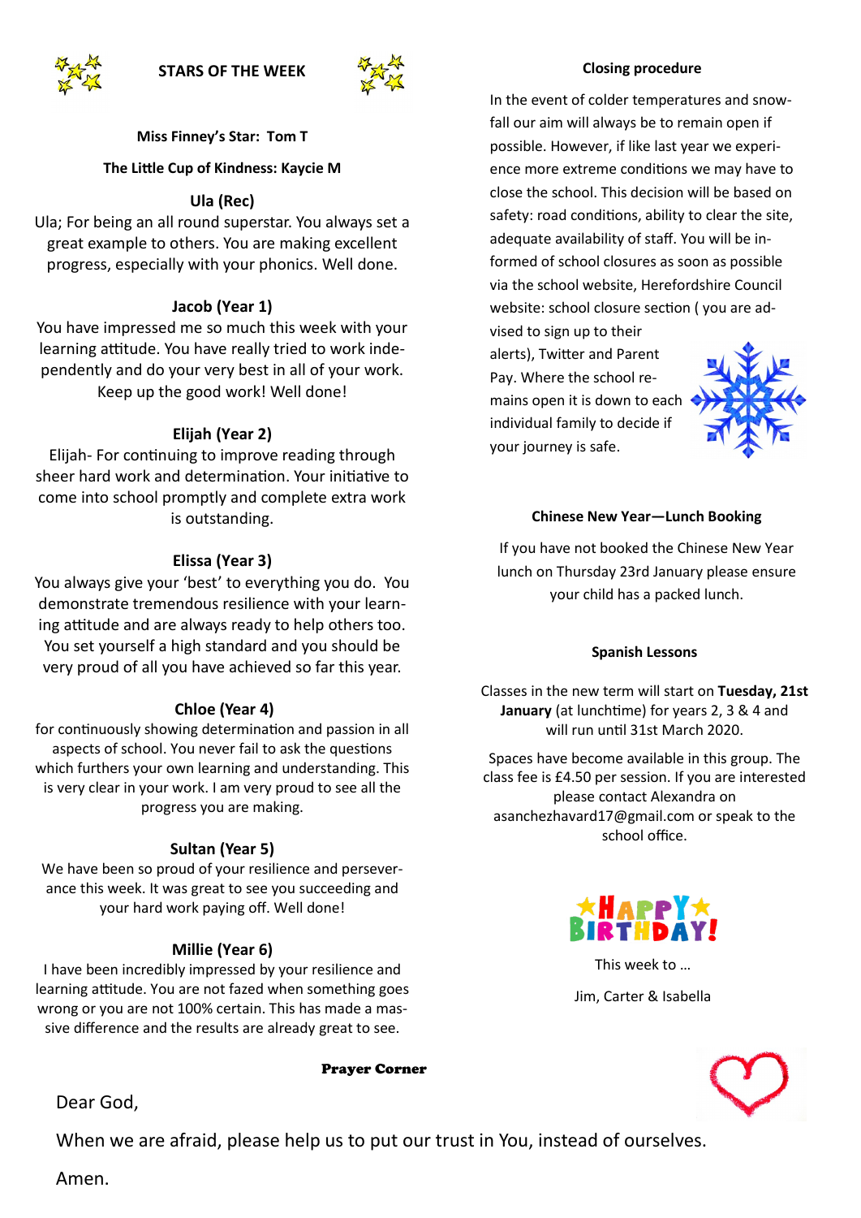## STARS OF THE WEEK

**Miss Finney's Star: Tom T**

**The Little Cup of Kindness: Kaycie M**

### Ula (Rec)

Ula; For being an all round superstar. You always set a great example to others. You are making excellent progress, especially with your phonics. Well done.

### Jacob (Year 1)

You have impressed me so much this week with your learning attitude. You have really tried to work independently and do your very best in all of your work. Keep up the good work! Well done!

### Elijah (Year 2)

Elijah- For continuing to improve reading through sheer hard work and determination. Your initiative to come into school promptly and complete extra work is outstanding.

### Elissa (Year 3)

You always give your 'best' to everything you do. You demonstrate tremendous resilience with your learning attitude and are always ready to help others too. You set yourself a high standard and you should be very proud of all you have achieved so far this year.

### Chloe (Year 4)

for continuously showing determination and passion in all aspects of school. You never fail to ask the questions which furthers your own learning and understanding. This is very clear in your work. I am very proud to see all the progress you are making.

### Sultan (Year 5)

We have been so proud of your resilience and perseverance this week. It was great to see you succeeding and your hard work paying off. Well done!

### Millie (Year 6)

I have been incredibly impressed by your resilience and learning attitude. You are not fazed when something goes wrong or you are not 100% certain. This has made a massive difference and the results are already great to see.

## Closing procedure

In the event of colder temperatures and snowfall our aim will always be to remain open if possible. However, if like last year we experience more extreme conditions we may have to close the school. This decision will be based on safety: road conditions, ability to clear the site, adequate availability of staff. You will be informed of school closures as soon as possible via the school website, Herefordshire Council website: school closure section ( you are advised to sign up to their alerts), Twitter and Parent Pay. Where the school remains open it is down to each individual family to decide if your journey is safe.

## Chinese New Year—Lunch Booking

If you have not booked the Chinese New Year lunch on Thursday 23rd January please ensure your child has a packed lunch.

## Spanish Lessons

Classes in the new term will start on **Tuesday, 21st January** (at lunchtime) for years 2, 3 & 4 and will run until 31st March 2020.

Spaces have become available in this group. The class fee is £4.50 per session. If you are interested please contact Alexandra on asanchezhavard17@gmail.com or speak to the school office.

**HAPPY BIRTHDAY!**

This week to …

Jim, Carter & Isabella

## Prayer Corner

Dear God,

When we are afraid, please help us to put our trust in You, instead of ourselves.

Amen.